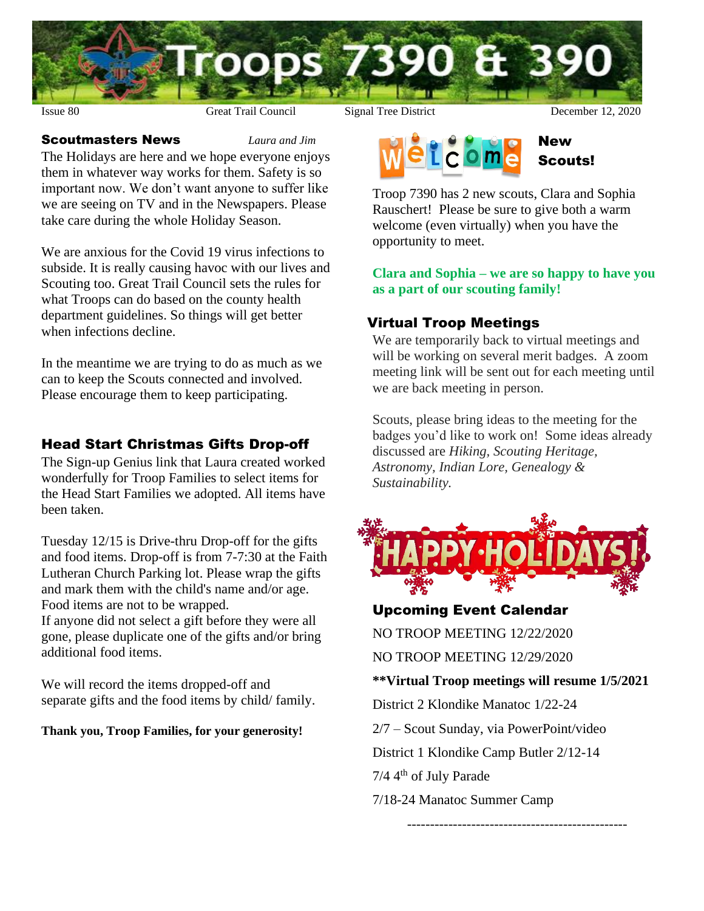# Troops 7390 & 390

Issue 80 | Great Trail Council | Signal Tree District | December 12, 2020

## Scoutmasters News

*Laura and Jim*

The Holidays are here and we hope everyone enjoys them in whatever way works for them. Safety is so important now. We don't want anyone to suffer like we are seeing on TV and in the Newspapers. Please take care during the whole Holiday Season.

We are anxious for the Covid 19 virus infections to subside. It is really causing havoc with our lives and Scouting too. Great Trail Council sets the rules for what Troops can do based on the county health department guidelines. So things will get better when infections decline.

In the meantime we are trying to do as much as we can to keep the Scouts connected and involved. Please encourage them to keep participating.

## Head Start Christmas Gifts Drop-off

The Sign-up Genius link that Laura created worked wonderfully for Troop Families to select items for the Head Start Families we adopted. All items have been taken.

Tuesday 12/15 is Drive-thru Drop-off for the gifts and food items. Drop-off is from 7-7:30 at the Faith Lutheran Church Parking lot. Please wrap the gifts and mark them with the child's name and/or age. Food items are not to be wrapped.
If anyone did not select a gift before they were all gone, please duplicate one of the gifts and/or bring additional food items.

We will record the items dropped-off and separate gifts and the food items by child/ family.

**Thank you, Troop Families, for your generosity!**

## Welcome New Scouts!

Troop 7390 has 2 new scouts, Clara and Sophia Rauschert! Please be sure to give both a warm welcome (even virtually) when you have the opportunity to meet.

**Clara and Sophia – we are so happy to have you as a part of our scouting family!**

## Virtual Troop Meetings

We are temporarily back to virtual meetings and will be working on several merit badges. A zoom meeting link will be sent out for each meeting until we are back meeting in person.

Scouts, please bring ideas to the meeting for the badges you'd like to work on! Some ideas already discussed are *Hiking, Scouting Heritage, Astronomy, Indian Lore, Genealogy & Sustainability.*

HAPPY HOLIDAYS!

## Upcoming Event Calendar

NO TROOP MEETING 12/22/2020

NO TROOP MEETING 12/29/2020

**\*\*Virtual Troop meetings will resume 1/5/2021**

District 2 Klondike Manatoc 1/22-24

2/7 – Scout Sunday, via PowerPoint/video

District 1 Klondike Camp Butler 2/12-14

7/4 4th of July Parade

7/18-24 Manatoc Summer Camp

------------------------------------------------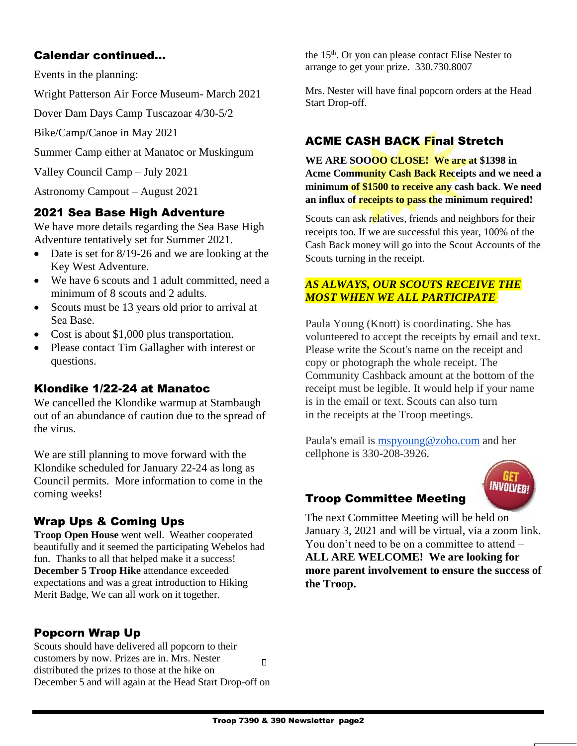## Calendar continued...

Events in the planning:

Wright Patterson Air Force Museum- March 2021

Dover Dam Days Camp Tuscazoar 4/30-5/2

Bike/Camp/Canoe in May 2021

Summer Camp either at Manatoc or Muskingum

Valley Council Camp – July 2021

Astronomy Campout – August 2021

## 2021 Sea Base High Adventure

We have more details regarding the Sea Base High Adventure tentatively set for Summer 2021.

- Date is set for 8/19-26 and we are looking at the Key West Adventure.
- We have 6 scouts and 1 adult committed, need a minimum of 8 scouts and 2 adults.
- Scouts must be 13 years old prior to arrival at Sea Base.
- Cost is about $1,000 plus transportation.
- Please contact Tim Gallagher with interest or questions.

## Klondike 1/22-24 at Manatoc

We cancelled the Klondike warmup at Stambaugh out of an abundance of caution due to the spread of the virus.

We are still planning to move forward with the Klondike scheduled for January 22-24 as long as Council permits. More information to come in the coming weeks!

## Wrap Ups & Coming Ups

**Troop Open House** went well. Weather cooperated beautifully and it seemed the participating Webelos had fun. Thanks to all that helped make it a success!
**December 5 Troop Hike** attendance exceeded expectations and was a great introduction to Hiking Merit Badge, We can all work on it together.

## Popcorn Wrap Up

Scouts should have delivered all popcorn to their customers by now. Prizes are in. Mrs. Nester distributed the prizes to those at the hike on December 5 and will again at the Head Start Drop-off on the 15th. Or you can please contact Elise Nester to arrange to get your prize. 330.730.8007

Mrs. Nester will have final popcorn orders at the Head Start Drop-off.

## ACME CASH BACK Final Stretch

**WE ARE SOOOO CLOSE! We are at $1398 in Acme Community Cash Back Receipts and we need a minimum of $1500 to receive any cash back. We need an influx of receipts to pass the minimum required!**

Scouts can ask relatives, friends and neighbors for their receipts too. If we are successful this year, 100% of the Cash Back money will go into the Scout Accounts of the Scouts turning in the receipt.

***AS ALWAYS, OUR SCOUTS RECEIVE THE MOST WHEN WE ALL PARTICIPATE.***

Paula Young (Knott) is coordinating. She has volunteered to accept the receipts by email and text. Please write the Scout's name on the receipt and copy or photograph the whole receipt. The Community Cashback amount at the bottom of the receipt must be legible. It would help if your name is in the email or text. Scouts can also turn in the receipts at the Troop meetings.

Paula's email is mspyoung@zoho.com and her cellphone is 330-208-3926.

## Troop Committee Meeting

The next Committee Meeting will be held on January 3, 2021 and will be virtual, via a zoom link. You don't need to be on a committee to attend – **ALL ARE WELCOME! We are looking for more parent involvement to ensure the success of the Troop.**